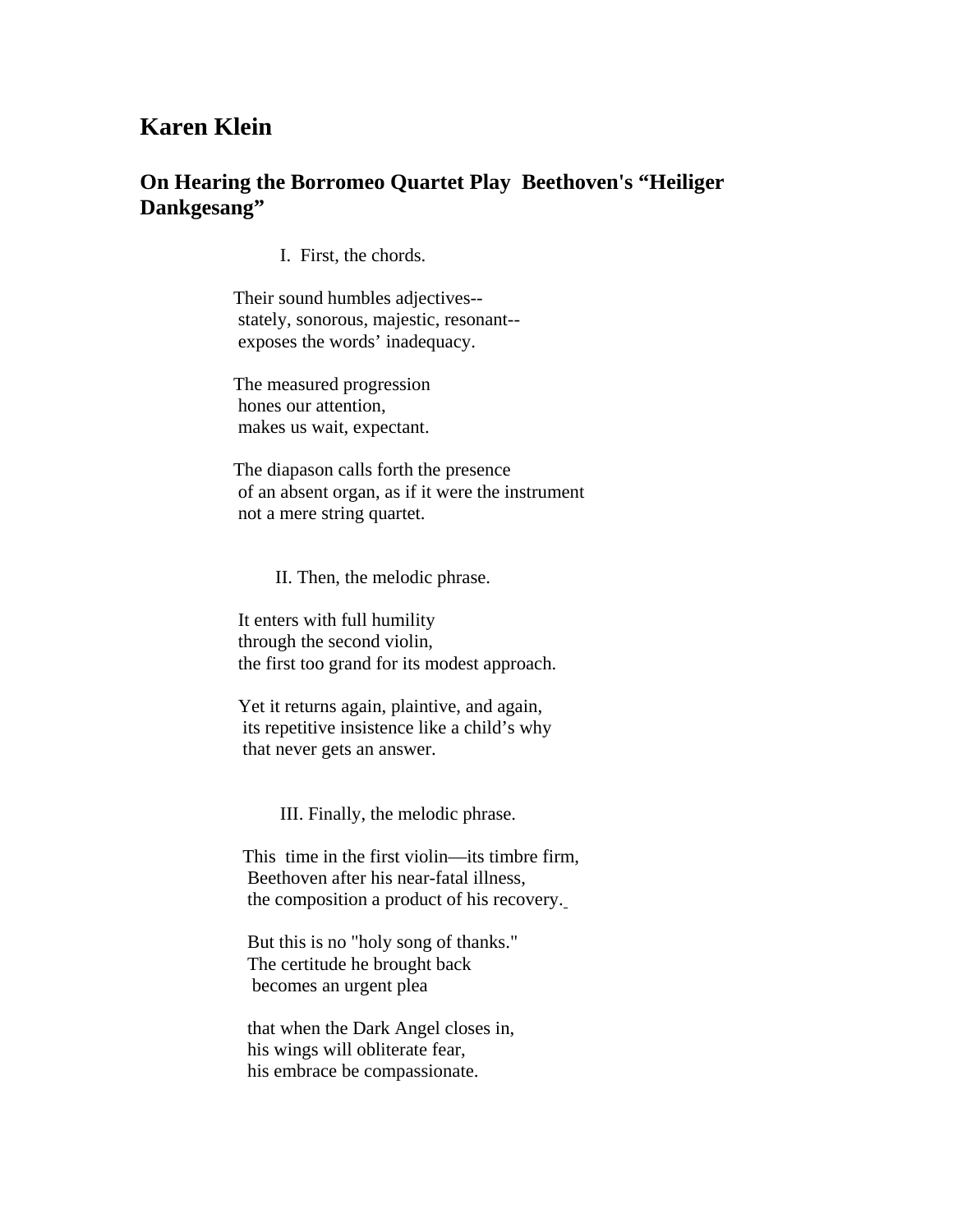## Karen Klein

### On Hearing the Borromeo Quartet Play Beethoven's "Heiliger Dankgesang"

I. First, the chords.

Their sound humbles adjectives--  
stately, sonorous, majestic, resonant--  
exposes the words' inadequacy.

The measured progression  
hones our attention,  
makes us wait, expectant.

The diapason calls forth the presence  
of an absent organ, as if it were the instrument  
not a mere string quartet.

II. Then, the melodic phrase.

It enters with full humility  
through the second violin,  
the first too grand for its modest approach.

Yet it returns again, plaintive, and again,  
its repetitive insistence like a child's why  
that never gets an answer.

III. Finally, the melodic phrase.

This time in the first violin—its timbre firm,  
Beethoven after his near-fatal illness,  
the composition a product of his recovery.

But this is no "holy song of thanks."  
The certitude he brought back  
becomes an urgent plea

that when the Dark Angel closes in,  
his wings will obliterate fear,  
his embrace be compassionate.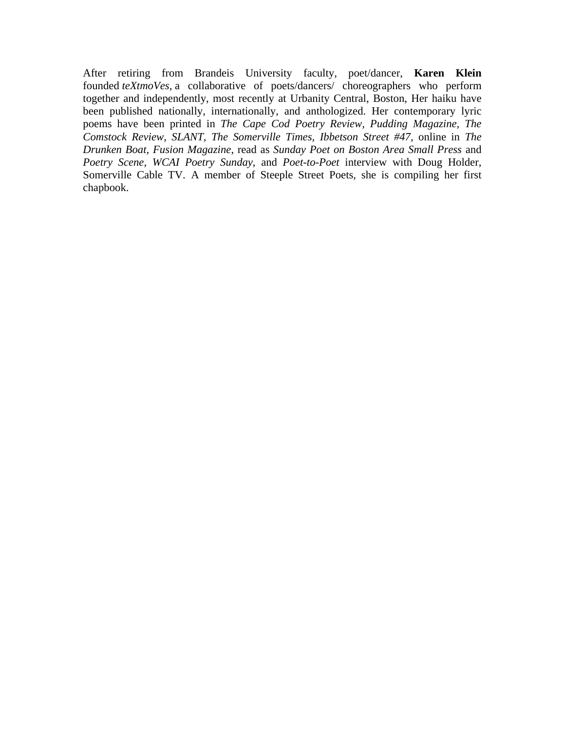After retiring from Brandeis University faculty, poet/dancer, **Karen Klein** founded *teXtmoVes,* a collaborative of poets/dancers/ choreographers who perform together and independently, most recently at Urbanity Central, Boston, Her haiku have been published nationally, internationally, and anthologized. Her contemporary lyric poems have been printed in *The Cape Cod Poetry Review*, *Pudding Magazine*, *The Comstock Review, SLANT, The Somerville Times, Ibbetson Street #47,* online in *The Drunken Boat, Fusion Magazine*, read as *Sunday Poet on Boston Area Small Press* and *Poetry Scene, WCAI Poetry Sunday*, and *Poet-to-Poet* interview with Doug Holder, Somerville Cable TV. A member of Steeple Street Poets, she is compiling her first chapbook.